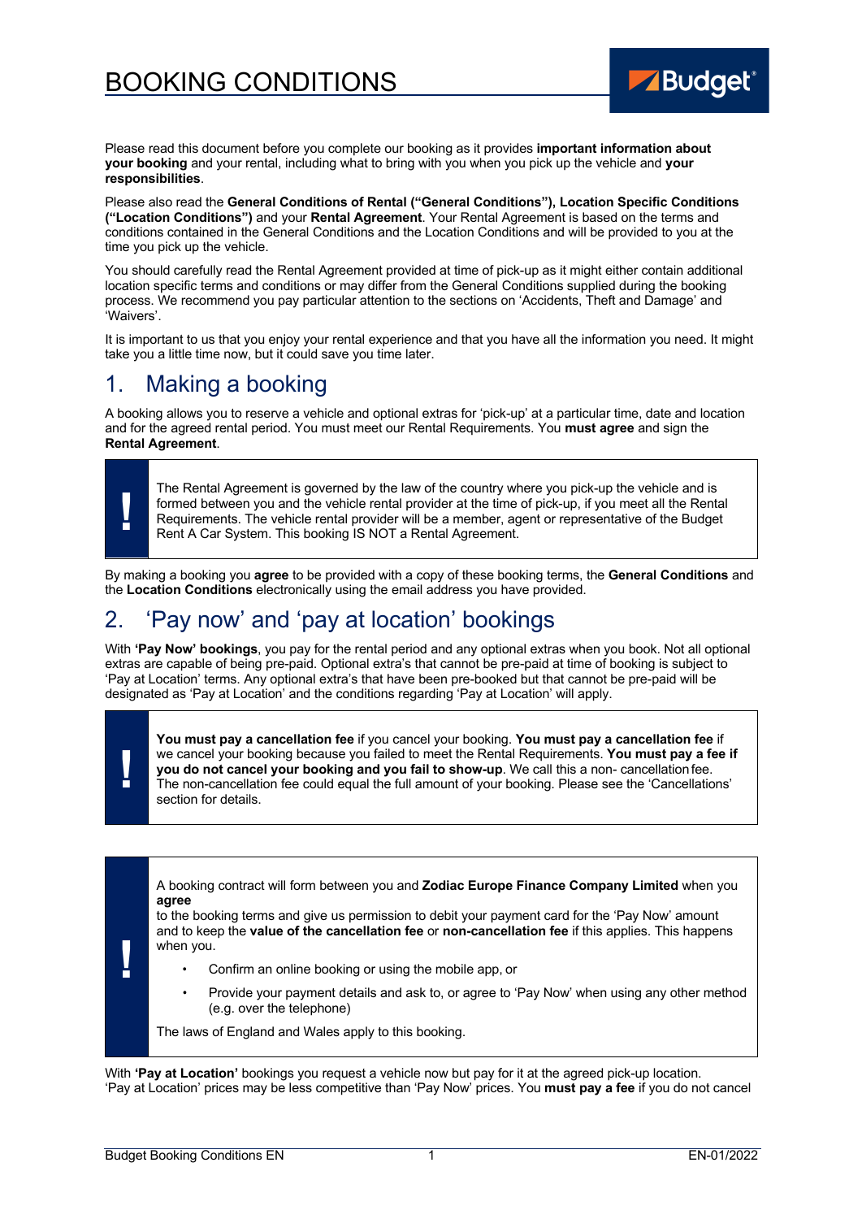# BOOKING CONDITIONS

Please read this document before you complete our booking as it provides **important information about your booking** and your rental, including what to bring with you when you pick up the vehicle and **your responsibilities**.

Please also read the **General Conditions of Rental ("General Conditions"), Location Specific Conditions ("Location Conditions")** and your **Rental Agreement**. Your Rental Agreement is based on the terms and conditions contained in the General Conditions and the Location Conditions and will be provided to you at the time you pick up the vehicle.

You should carefully read the Rental Agreement provided at time of pick-up as it might either contain additional location specific terms and conditions or may differ from the General Conditions supplied during the booking process. We recommend you pay particular attention to the sections on 'Accidents, Theft and Damage' and 'Waivers'.

It is important to us that you enjoy your rental experience and that you have all the information you need. It might take you a little time now, but it could save you time later.

## 1. Making a booking

A booking allows you to reserve a vehicle and optional extras for 'pick-up' at a particular time, date and location and for the agreed rental period. You must meet our Rental Requirements. You **must agree** and sign the **Rental Agreement**.

> **!** The Rental Agreement is governed by the law of the country where you pick-up the vehicle and is formed between you and the vehicle rental provider at the time of pick-up, if you meet all the Rental Requirements. The vehicle rental provider will be a member, agent or representative of the Budget Rent A Car System. This booking IS NOT a Rental Agreement.

By making a booking you **agree** to be provided with a copy of these booking terms, the **General Conditions** and the **Location Conditions** electronically using the email address you have provided.

## 2. 'Pay now' and 'pay at location' bookings

With **'Pay Now' bookings**, you pay for the rental period and any optional extras when you book. Not all optional extras are capable of being pre-paid. Optional extra's that cannot be pre-paid at time of booking is subject to 'Pay at Location' terms. Any optional extra's that have been pre-booked but that cannot be pre-paid will be designated as 'Pay at Location' and the conditions regarding 'Pay at Location' will apply.

> **!** **You must pay a cancellation fee** if you cancel your booking. **You must pay a cancellation fee** if we cancel your booking because you failed to meet the Rental Requirements. **You must pay a fee if you do not cancel your booking and you fail to show-up**. We call this a non- cancellation fee. The non-cancellation fee could equal the full amount of your booking. Please see the 'Cancellations' section for details.

> **!** A booking contract will form between you and **Zodiac Europe Finance Company Limited** when you **agree** to the booking terms and give us permission to debit your payment card for the 'Pay Now' amount and to keep the **value of the cancellation fee** or **non-cancellation fee** if this applies. This happens when you.
>
> - Confirm an online booking or using the mobile app, or
> - Provide your payment details and ask to, or agree to 'Pay Now' when using any other method (e.g. over the telephone)
>
> The laws of England and Wales apply to this booking.

With **'Pay at Location'** bookings you request a vehicle now but pay for it at the agreed pick-up location. 'Pay at Location' prices may be less competitive than 'Pay Now' prices. You **must pay a fee** if you do not cancel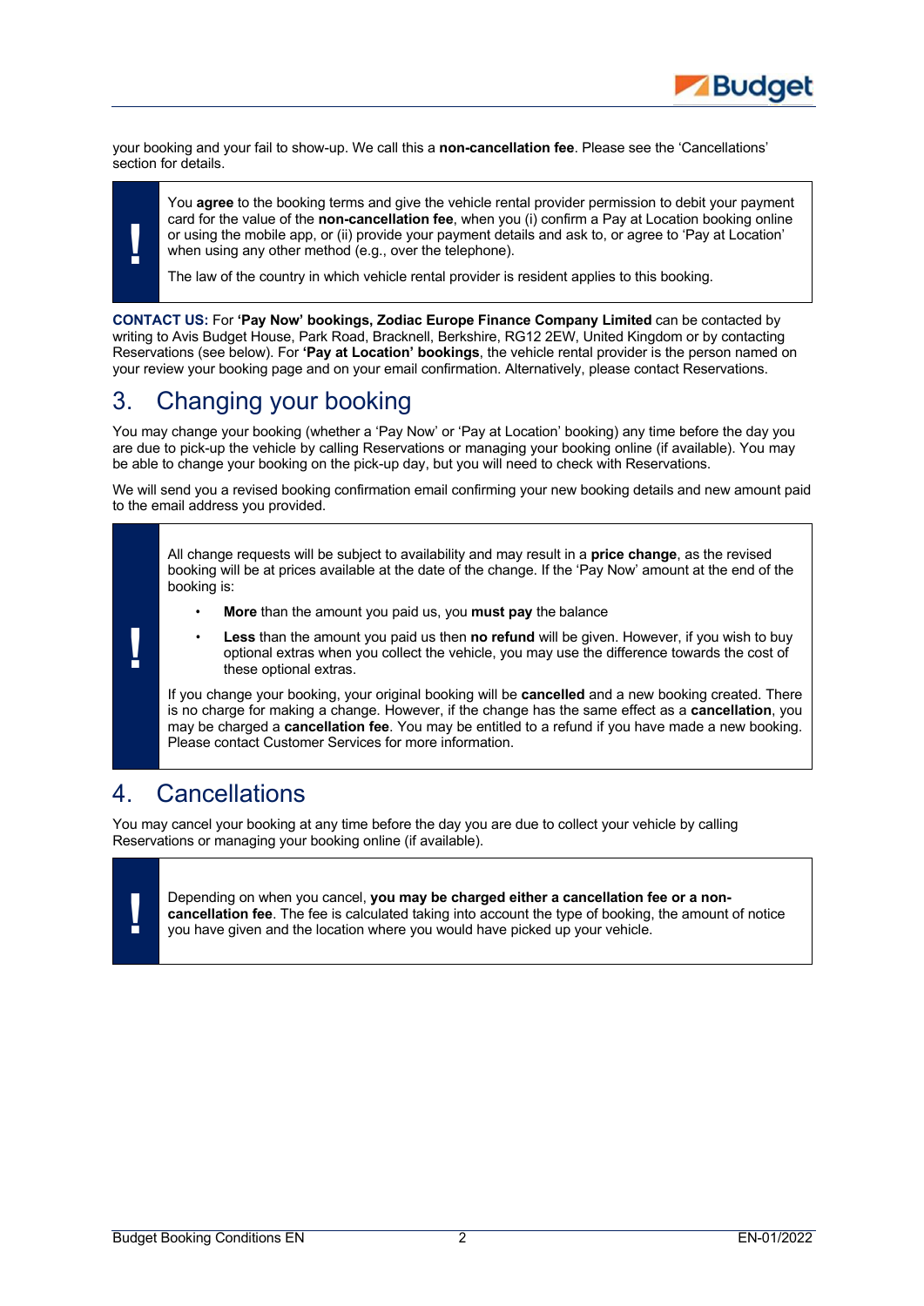your booking and your fail to show-up. We call this a **non-cancellation fee**. Please see the 'Cancellations' section for details.

> **!**
>
> You **agree** to the booking terms and give the vehicle rental provider permission to debit your payment card for the value of the **non-cancellation fee**, when you (i) confirm a Pay at Location booking online or using the mobile app, or (ii) provide your payment details and ask to, or agree to 'Pay at Location' when using any other method (e.g., over the telephone).
>
> The law of the country in which vehicle rental provider is resident applies to this booking.

**CONTACT US:** For **'Pay Now' bookings, Zodiac Europe Finance Company Limited** can be contacted by writing to Avis Budget House, Park Road, Bracknell, Berkshire, RG12 2EW, United Kingdom or by contacting Reservations (see below). For **'Pay at Location' bookings**, the vehicle rental provider is the person named on your review your booking page and on your email confirmation. Alternatively, please contact Reservations.

# 3. Changing your booking

You may change your booking (whether a 'Pay Now' or 'Pay at Location' booking) any time before the day you are due to pick-up the vehicle by calling Reservations or managing your booking online (if available). You may be able to change your booking on the pick-up day, but you will need to check with Reservations.

We will send you a revised booking confirmation email confirming your new booking details and new amount paid to the email address you provided.

> **!**
>
> All change requests will be subject to availability and may result in a **price change**, as the revised booking will be at prices available at the date of the change. If the 'Pay Now' amount at the end of the booking is:
>
> - **More** than the amount you paid us, you **must pay** the balance
> - **Less** than the amount you paid us then **no refund** will be given. However, if you wish to buy optional extras when you collect the vehicle, you may use the difference towards the cost of these optional extras.
>
> If you change your booking, your original booking will be **cancelled** and a new booking created. There is no charge for making a change. However, if the change has the same effect as a **cancellation**, you may be charged a **cancellation fee**. You may be entitled to a refund if you have made a new booking. Please contact Customer Services for more information.

# 4. Cancellations

You may cancel your booking at any time before the day you are due to collect your vehicle by calling Reservations or managing your booking online (if available).

> **!**
>
> Depending on when you cancel, **you may be charged either a cancellation fee or a non-cancellation fee**. The fee is calculated taking into account the type of booking, the amount of notice you have given and the location where you would have picked up your vehicle.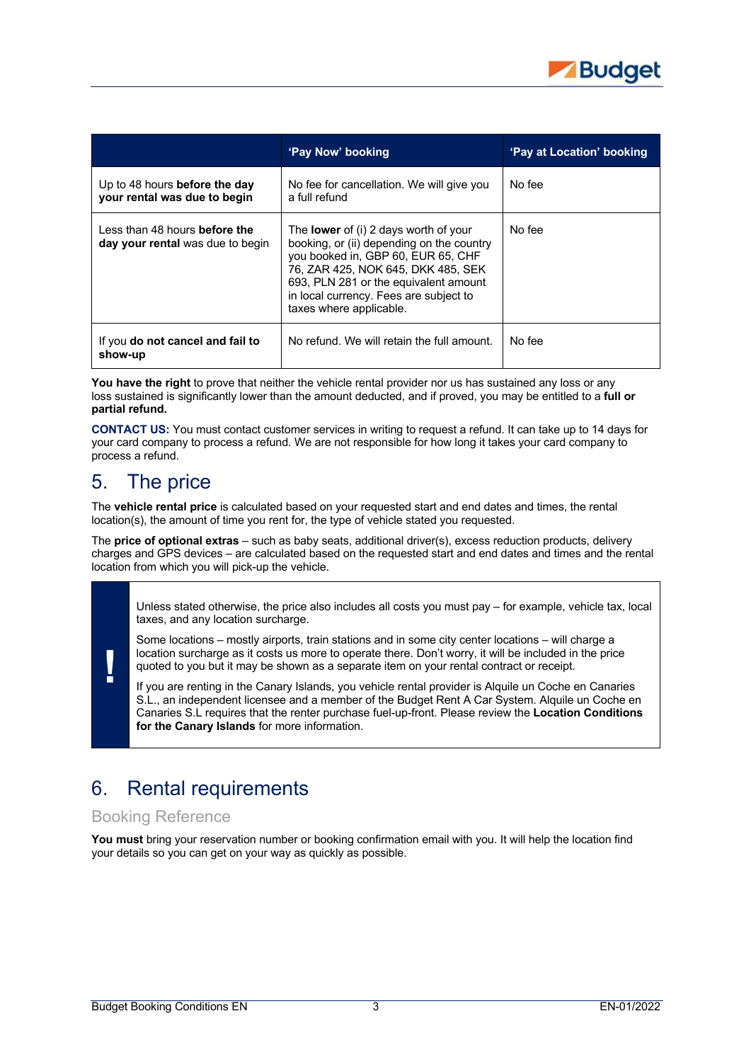|  | 'Pay Now' booking | 'Pay at Location' booking |
|---|---|---|
| Up to 48 hours **before the day your rental was due to begin** | No fee for cancellation. We will give you a full refund | No fee |
| Less than 48 hours **before the day your rental** was due to begin | The **lower** of (i) 2 days worth of your booking, or (ii) depending on the country you booked in, GBP 60, EUR 65, CHF 76, ZAR 425, NOK 645, DKK 485, SEK 693, PLN 281 or the equivalent amount in local currency. Fees are subject to taxes where applicable. | No fee |
| If you **do not cancel and fail to show-up** | No refund. We will retain the full amount. | No fee |

**You have the right** to prove that neither the vehicle rental provider nor us has sustained any loss or any loss sustained is significantly lower than the amount deducted, and if proved, you may be entitled to a **full or partial refund.**

**CONTACT US:** You must contact customer services in writing to request a refund. It can take up to 14 days for your card company to process a refund. We are not responsible for how long it takes your card company to process a refund.

# 5. The price

The **vehicle rental price** is calculated based on your requested start and end dates and times, the rental location(s), the amount of time you rent for, the type of vehicle stated you requested.

The **price of optional extras** – such as baby seats, additional driver(s), excess reduction products, delivery charges and GPS devices – are calculated based on the requested start and end dates and times and the rental location from which you will pick-up the vehicle.

> **!**
>
> Unless stated otherwise, the price also includes all costs you must pay – for example, vehicle tax, local taxes, and any location surcharge.
>
> Some locations – mostly airports, train stations and in some city center locations – will charge a location surcharge as it costs us more to operate there. Don't worry, it will be included in the price quoted to you but it may be shown as a separate item on your rental contract or receipt.
>
> If you are renting in the Canary Islands, you vehicle rental provider is Alquile un Coche en Canaries S.L., an independent licensee and a member of the Budget Rent A Car System. Alquile un Coche en Canaries S.L requires that the renter purchase fuel-up-front. Please review the **Location Conditions for the Canary Islands** for more information.

# 6. Rental requirements

## Booking Reference

**You must** bring your reservation number or booking confirmation email with you. It will help the location find your details so you can get on your way as quickly as possible.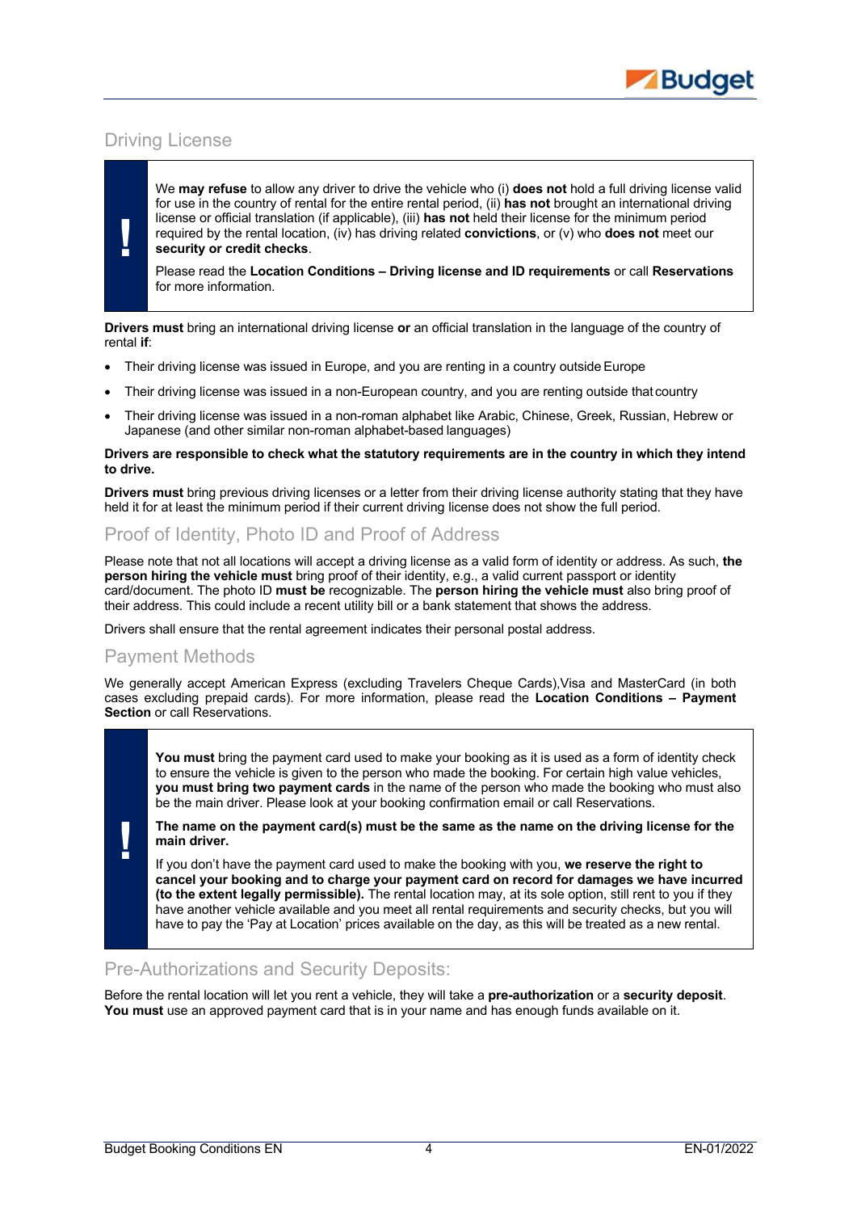## Driving License

> **!**
>
> We **may refuse** to allow any driver to drive the vehicle who (i) **does not** hold a full driving license valid for use in the country of rental for the entire rental period, (ii) **has not** brought an international driving license or official translation (if applicable), (iii) **has not** held their license for the minimum period required by the rental location, (iv) has driving related **convictions**, or (v) who **does not** meet our **security or credit checks**.
>
> Please read the **Location Conditions – Driving license and ID requirements** or call **Reservations** for more information.

**Drivers must** bring an international driving license **or** an official translation in the language of the country of rental **if**:

- Their driving license was issued in Europe, and you are renting in a country outside Europe
- Their driving license was issued in a non-European country, and you are renting outside that country
- Their driving license was issued in a non-roman alphabet like Arabic, Chinese, Greek, Russian, Hebrew or Japanese (and other similar non-roman alphabet-based languages)

**Drivers are responsible to check what the statutory requirements are in the country in which they intend to drive.**

**Drivers must** bring previous driving licenses or a letter from their driving license authority stating that they have held it for at least the minimum period if their current driving license does not show the full period.

## Proof of Identity, Photo ID and Proof of Address

Please note that not all locations will accept a driving license as a valid form of identity or address. As such, **the person hiring the vehicle must** bring proof of their identity, e.g., a valid current passport or identity card/document. The photo ID **must be** recognizable. The **person hiring the vehicle must** also bring proof of their address. This could include a recent utility bill or a bank statement that shows the address.

Drivers shall ensure that the rental agreement indicates their personal postal address.

## Payment Methods

We generally accept American Express (excluding Travelers Cheque Cards),Visa and MasterCard (in both cases excluding prepaid cards). For more information, please read the **Location Conditions – Payment Section** or call Reservations.

> **!**
>
> **You must** bring the payment card used to make your booking as it is used as a form of identity check to ensure the vehicle is given to the person who made the booking. For certain high value vehicles, **you must bring two payment cards** in the name of the person who made the booking who must also be the main driver. Please look at your booking confirmation email or call Reservations.
>
> **The name on the payment card(s) must be the same as the name on the driving license for the main driver.**
>
> If you don't have the payment card used to make the booking with you, **we reserve the right to cancel your booking and to charge your payment card on record for damages we have incurred (to the extent legally permissible).** The rental location may, at its sole option, still rent to you if they have another vehicle available and you meet all rental requirements and security checks, but you will have to pay the 'Pay at Location' prices available on the day, as this will be treated as a new rental.

## Pre-Authorizations and Security Deposits:

Before the rental location will let you rent a vehicle, they will take a **pre-authorization** or a **security deposit**. **You must** use an approved payment card that is in your name and has enough funds available on it.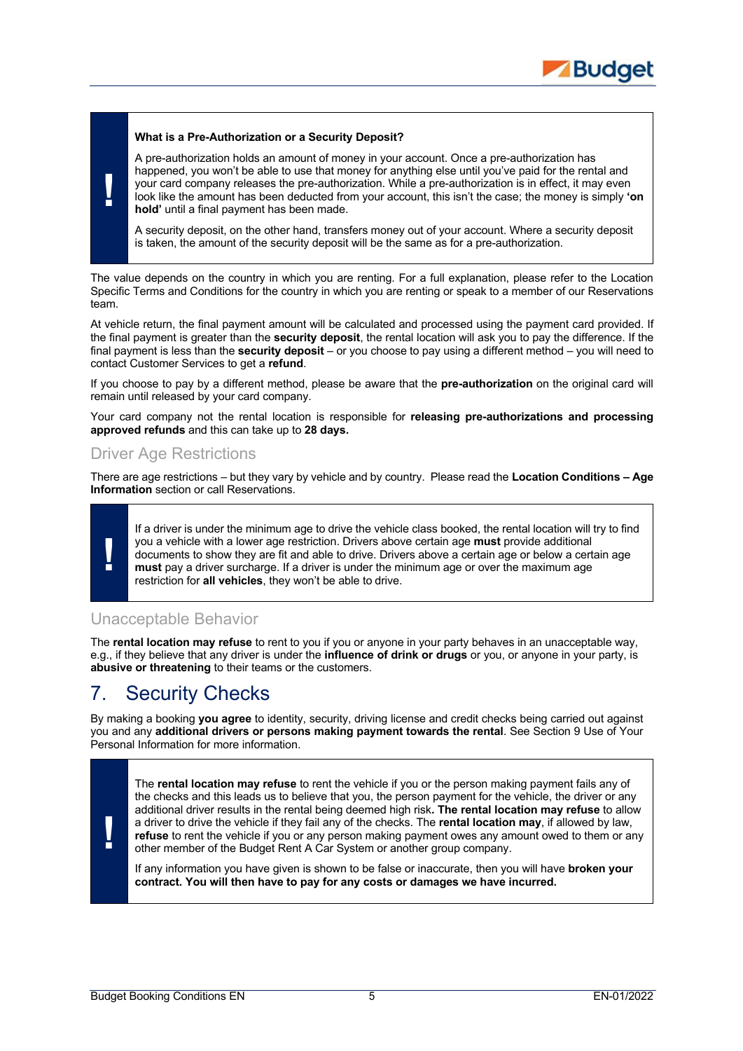> **!**
>
> **What is a Pre-Authorization or a Security Deposit?**
>
> A pre-authorization holds an amount of money in your account. Once a pre-authorization has happened, you won't be able to use that money for anything else until you've paid for the rental and your card company releases the pre-authorization. While a pre-authorization is in effect, it may even look like the amount has been deducted from your account, this isn't the case; the money is simply **'on hold'** until a final payment has been made.
>
> A security deposit, on the other hand, transfers money out of your account. Where a security deposit is taken, the amount of the security deposit will be the same as for a pre-authorization.

The value depends on the country in which you are renting. For a full explanation, please refer to the Location Specific Terms and Conditions for the country in which you are renting or speak to a member of our Reservations team.

At vehicle return, the final payment amount will be calculated and processed using the payment card provided. If the final payment is greater than the **security deposit**, the rental location will ask you to pay the difference. If the final payment is less than the **security deposit** – or you choose to pay using a different method – you will need to contact Customer Services to get a **refund**.

If you choose to pay by a different method, please be aware that the **pre-authorization** on the original card will remain until released by your card company.

Your card company not the rental location is responsible for **releasing pre-authorizations and processing approved refunds** and this can take up to **28 days.**

### Driver Age Restrictions

There are age restrictions – but they vary by vehicle and by country. Please read the **Location Conditions – Age Information** section or call Reservations.

> **!**
>
> If a driver is under the minimum age to drive the vehicle class booked, the rental location will try to find you a vehicle with a lower age restriction. Drivers above certain age **must** provide additional documents to show they are fit and able to drive. Drivers above a certain age or below a certain age **must** pay a driver surcharge. If a driver is under the minimum age or over the maximum age restriction for **all vehicles**, they won't be able to drive.

### Unacceptable Behavior

The **rental location may refuse** to rent to you if you or anyone in your party behaves in an unacceptable way, e.g., if they believe that any driver is under the **influence of drink or drugs** or you, or anyone in your party, is **abusive or threatening** to their teams or the customers.

## 7. Security Checks

By making a booking **you agree** to identity, security, driving license and credit checks being carried out against you and any **additional drivers or persons making payment towards the rental**. See Section 9 Use of Your Personal Information for more information.

> **!**
>
> The **rental location may refuse** to rent the vehicle if you or the person making payment fails any of the checks and this leads us to believe that you, the person payment for the vehicle, the driver or any additional driver results in the rental being deemed high risk**. The rental location may refuse** to allow a driver to drive the vehicle if they fail any of the checks. The **rental location may**, if allowed by law, **refuse** to rent the vehicle if you or any person making payment owes any amount owed to them or any other member of the Budget Rent A Car System or another group company.
>
> If any information you have given is shown to be false or inaccurate, then you will have **broken your contract. You will then have to pay for any costs or damages we have incurred.**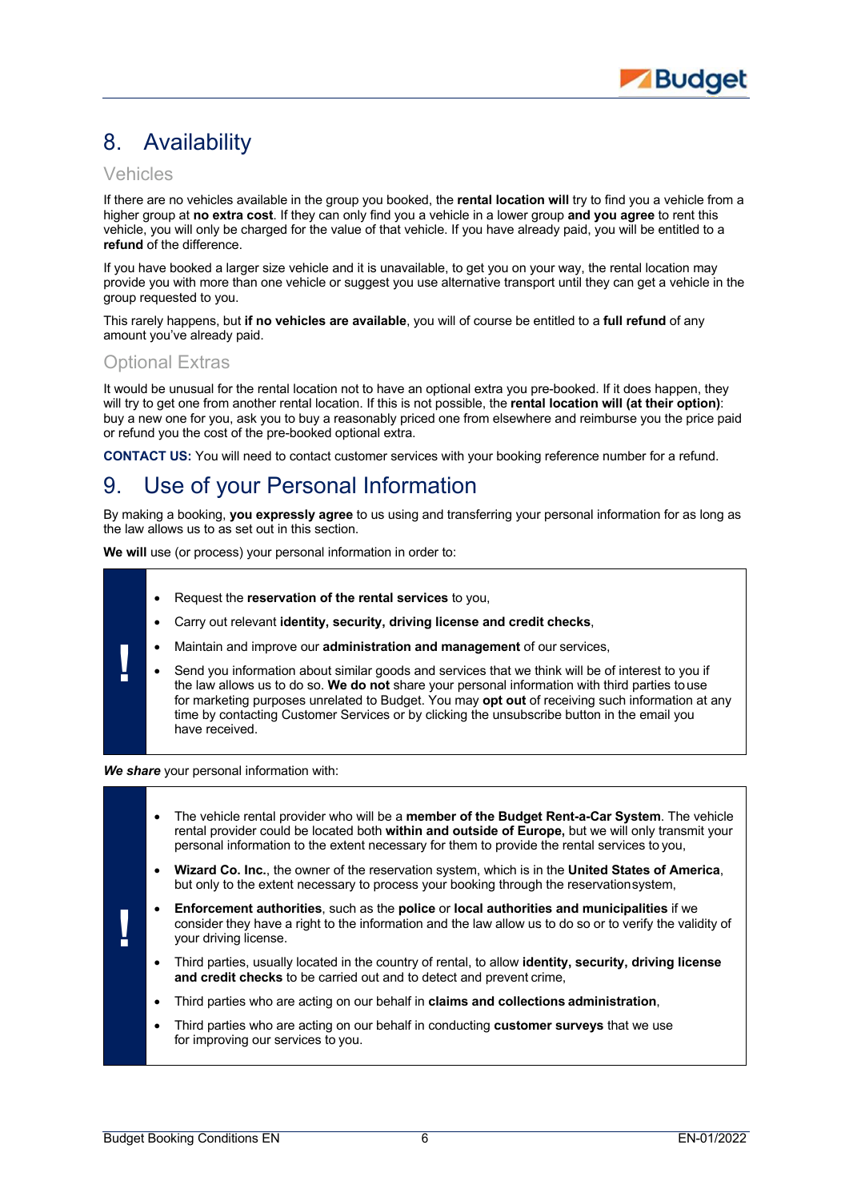# 8. Availability

## Vehicles

If there are no vehicles available in the group you booked, the **rental location will** try to find you a vehicle from a higher group at **no extra cost**. If they can only find you a vehicle in a lower group **and you agree** to rent this vehicle, you will only be charged for the value of that vehicle. If you have already paid, you will be entitled to a **refund** of the difference.

If you have booked a larger size vehicle and it is unavailable, to get you on your way, the rental location may provide you with more than one vehicle or suggest you use alternative transport until they can get a vehicle in the group requested to you.

This rarely happens, but **if no vehicles are available**, you will of course be entitled to a **full refund** of any amount you've already paid.

## Optional Extras

It would be unusual for the rental location not to have an optional extra you pre-booked. If it does happen, they will try to get one from another rental location. If this is not possible, the **rental location will (at their option)**: buy a new one for you, ask you to buy a reasonably priced one from elsewhere and reimburse you the price paid or refund you the cost of the pre-booked optional extra.

**CONTACT US:** You will need to contact customer services with your booking reference number for a refund.

# 9. Use of your Personal Information

By making a booking, **you expressly agree** to us using and transferring your personal information for as long as the law allows us to as set out in this section.

**We will** use (or process) your personal information in order to:

- Request the **reservation of the rental services** to you,
- Carry out relevant **identity, security, driving license and credit checks**,
- Maintain and improve our **administration and management** of our services,
- Send you information about similar goods and services that we think will be of interest to you if the law allows us to do so. **We do not** share your personal information with third parties to use for marketing purposes unrelated to Budget. You may **opt out** of receiving such information at any time by contacting Customer Services or by clicking the unsubscribe button in the email you have received.

***We share*** your personal information with:

- The vehicle rental provider who will be a **member of the Budget Rent-a-Car System**. The vehicle rental provider could be located both **within and outside of Europe,** but we will only transmit your personal information to the extent necessary for them to provide the rental services to you,
- **Wizard Co. Inc.**, the owner of the reservation system, which is in the **United States of America**, but only to the extent necessary to process your booking through the reservation system,
- **Enforcement authorities**, such as the **police** or **local authorities and municipalities** if we consider they have a right to the information and the law allow us to do so or to verify the validity of your driving license.
- Third parties, usually located in the country of rental, to allow **identity, security, driving license and credit checks** to be carried out and to detect and prevent crime,
- Third parties who are acting on our behalf in **claims and collections administration**,
- Third parties who are acting on our behalf in conducting **customer surveys** that we use for improving our services to you.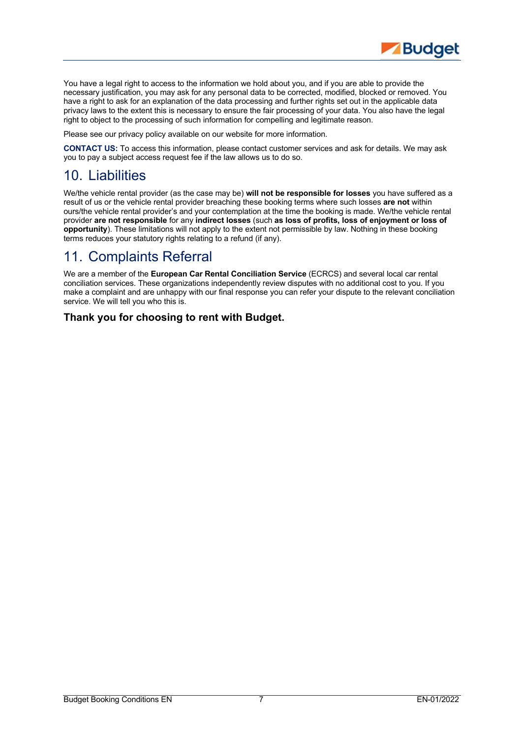You have a legal right to access to the information we hold about you, and if you are able to provide the necessary justification, you may ask for any personal data to be corrected, modified, blocked or removed. You have a right to ask for an explanation of the data processing and further rights set out in the applicable data privacy laws to the extent this is necessary to ensure the fair processing of your data. You also have the legal right to object to the processing of such information for compelling and legitimate reason.

Please see our privacy policy available on our website for more information.

**CONTACT US:** To access this information, please contact customer services and ask for details. We may ask you to pay a subject access request fee if the law allows us to do so.

## 10. Liabilities

We/the vehicle rental provider (as the case may be) **will not be responsible for losses** you have suffered as a result of us or the vehicle rental provider breaching these booking terms where such losses **are not** within ours/the vehicle rental provider's and your contemplation at the time the booking is made. We/the vehicle rental provider **are not responsible** for any **indirect losses** (such **as loss of profits, loss of enjoyment or loss of opportunity**). These limitations will not apply to the extent not permissible by law. Nothing in these booking terms reduces your statutory rights relating to a refund (if any).

## 11. Complaints Referral

We are a member of the **European Car Rental Conciliation Service** (ECRCS) and several local car rental conciliation services. These organizations independently review disputes with no additional cost to you. If you make a complaint and are unhappy with our final response you can refer your dispute to the relevant conciliation service. We will tell you who this is.

**Thank you for choosing to rent with Budget.**